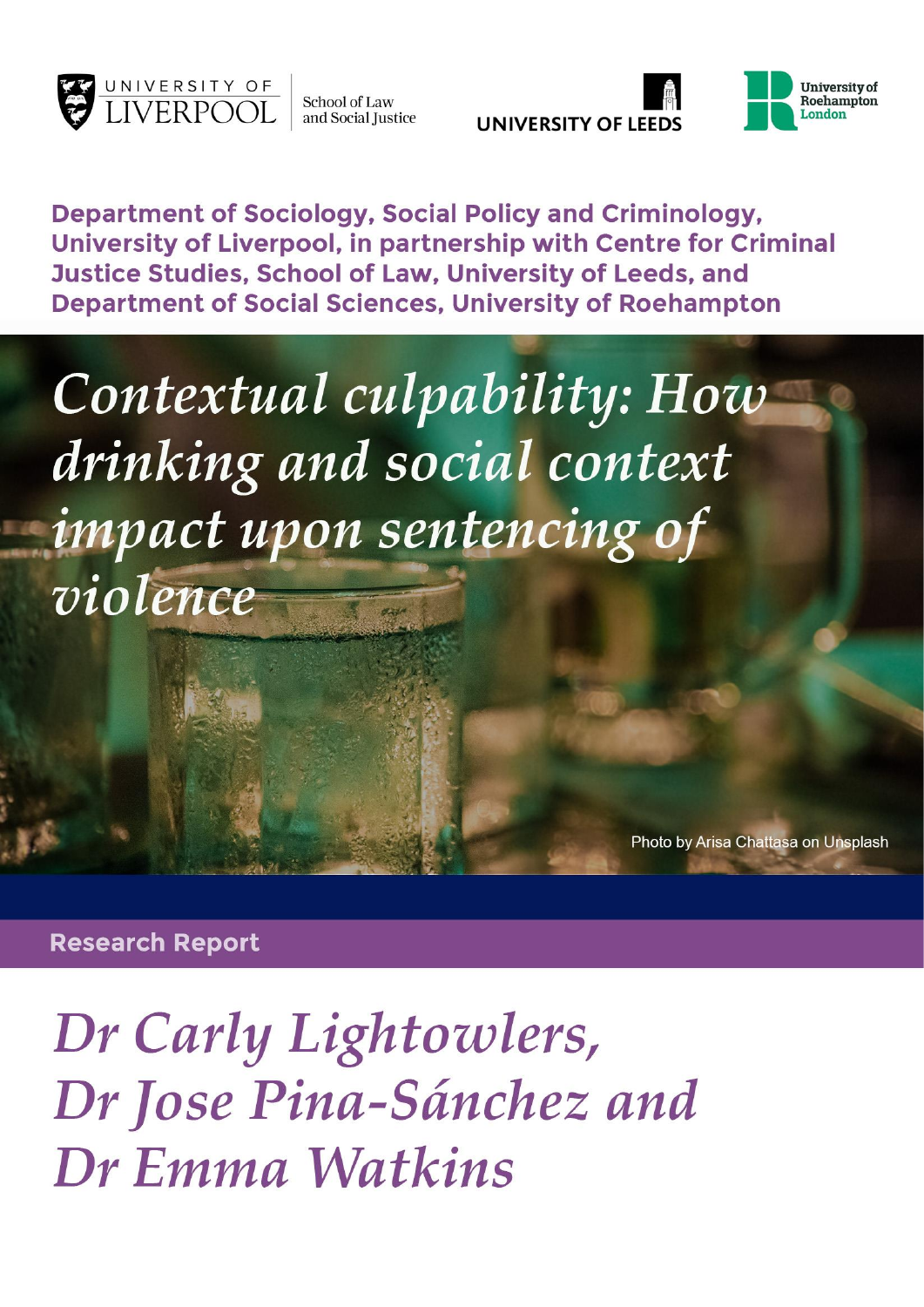UNIVERSITY OF LIVERPOOL School of Law and Social Justice

UNIVERSITY OF LEEDS

University of Roehampton London

**Department of Sociology, Social Policy and Criminology, University of Liverpool, in partnership with Centre for Criminal Justice Studies, School of Law, University of Leeds, and Department of Social Sciences, University of Roehampton**

# *Contextual culpability: How drinking and social context impact upon sentencing of violence*

Photo by Arisa Chattasa on Unsplash

**Research Report**

*Dr Carly Lightowlers, Dr Jose Pina-Sánchez and Dr Emma Watkins*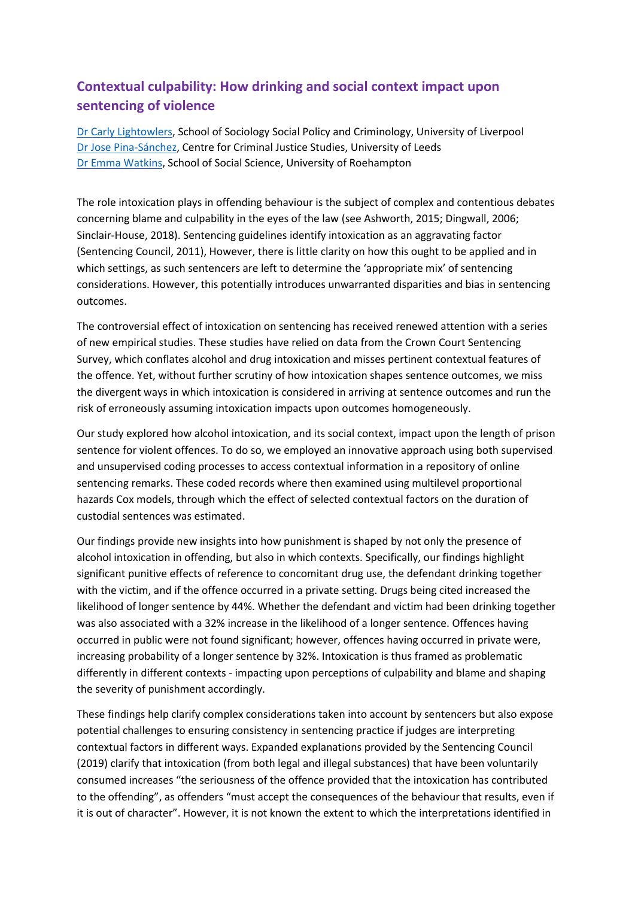## Contextual culpability: How drinking and social context impact upon sentencing of violence

[Dr Carly Lightowlers](), School of Sociology Social Policy and Criminology, University of Liverpool
[Dr Jose Pina-Sánchez](), Centre for Criminal Justice Studies, University of Leeds
[Dr Emma Watkins](), School of Social Science, University of Roehampton

The role intoxication plays in offending behaviour is the subject of complex and contentious debates concerning blame and culpability in the eyes of the law (see Ashworth, 2015; Dingwall, 2006; Sinclair-House, 2018). Sentencing guidelines identify intoxication as an aggravating factor (Sentencing Council, 2011), However, there is little clarity on how this ought to be applied and in which settings, as such sentencers are left to determine the 'appropriate mix' of sentencing considerations. However, this potentially introduces unwarranted disparities and bias in sentencing outcomes.

The controversial effect of intoxication on sentencing has received renewed attention with a series of new empirical studies. These studies have relied on data from the Crown Court Sentencing Survey, which conflates alcohol and drug intoxication and misses pertinent contextual features of the offence. Yet, without further scrutiny of how intoxication shapes sentence outcomes, we miss the divergent ways in which intoxication is considered in arriving at sentence outcomes and run the risk of erroneously assuming intoxication impacts upon outcomes homogeneously.

Our study explored how alcohol intoxication, and its social context, impact upon the length of prison sentence for violent offences. To do so, we employed an innovative approach using both supervised and unsupervised coding processes to access contextual information in a repository of online sentencing remarks. These coded records where then examined using multilevel proportional hazards Cox models, through which the effect of selected contextual factors on the duration of custodial sentences was estimated.

Our findings provide new insights into how punishment is shaped by not only the presence of alcohol intoxication in offending, but also in which contexts. Specifically, our findings highlight significant punitive effects of reference to concomitant drug use, the defendant drinking together with the victim, and if the offence occurred in a private setting. Drugs being cited increased the likelihood of longer sentence by 44%. Whether the defendant and victim had been drinking together was also associated with a 32% increase in the likelihood of a longer sentence. Offences having occurred in public were not found significant; however, offences having occurred in private were, increasing probability of a longer sentence by 32%. Intoxication is thus framed as problematic differently in different contexts - impacting upon perceptions of culpability and blame and shaping the severity of punishment accordingly.

These findings help clarify complex considerations taken into account by sentencers but also expose potential challenges to ensuring consistency in sentencing practice if judges are interpreting contextual factors in different ways. Expanded explanations provided by the Sentencing Council (2019) clarify that intoxication (from both legal and illegal substances) that have been voluntarily consumed increases "the seriousness of the offence provided that the intoxication has contributed to the offending", as offenders "must accept the consequences of the behaviour that results, even if it is out of character". However, it is not known the extent to which the interpretations identified in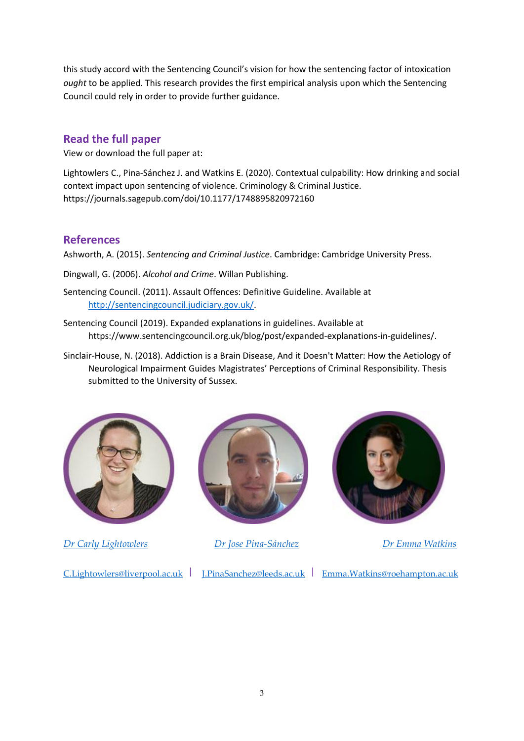this study accord with the Sentencing Council's vision for how the sentencing factor of intoxication *ought* to be applied. This research provides the first empirical analysis upon which the Sentencing Council could rely in order to provide further guidance.

## Read the full paper

View or download the full paper at:

Lightowlers C., Pina-Sánchez J. and Watkins E. (2020). Contextual culpability: How drinking and social context impact upon sentencing of violence. Criminology & Criminal Justice. https://journals.sagepub.com/doi/10.1177/1748895820972160

## References

Ashworth, A. (2015). *Sentencing and Criminal Justice*. Cambridge: Cambridge University Press.

Dingwall, G. (2006). *Alcohol and Crime*. Willan Publishing.

Sentencing Council. (2011). Assault Offences: Definitive Guideline. Available at http://sentencingcouncil.judiciary.gov.uk/.

Sentencing Council (2019). Expanded explanations in guidelines. Available at https://www.sentencingcouncil.org.uk/blog/post/expanded-explanations-in-guidelines/.

Sinclair-House, N. (2018). Addiction is a Brain Disease, And it Doesn't Matter: How the Aetiology of Neurological Impairment Guides Magistrates' Perceptions of Criminal Responsibility. Thesis submitted to the University of Sussex.

*Dr Carly Lightowlers* | *Dr Jose Pina-Sánchez* | *Dr Emma Watkins*

C.Lightowlers@liverpool.ac.uk | J.PinaSanchez@leeds.ac.uk | Emma.Watkins@roehampton.ac.uk